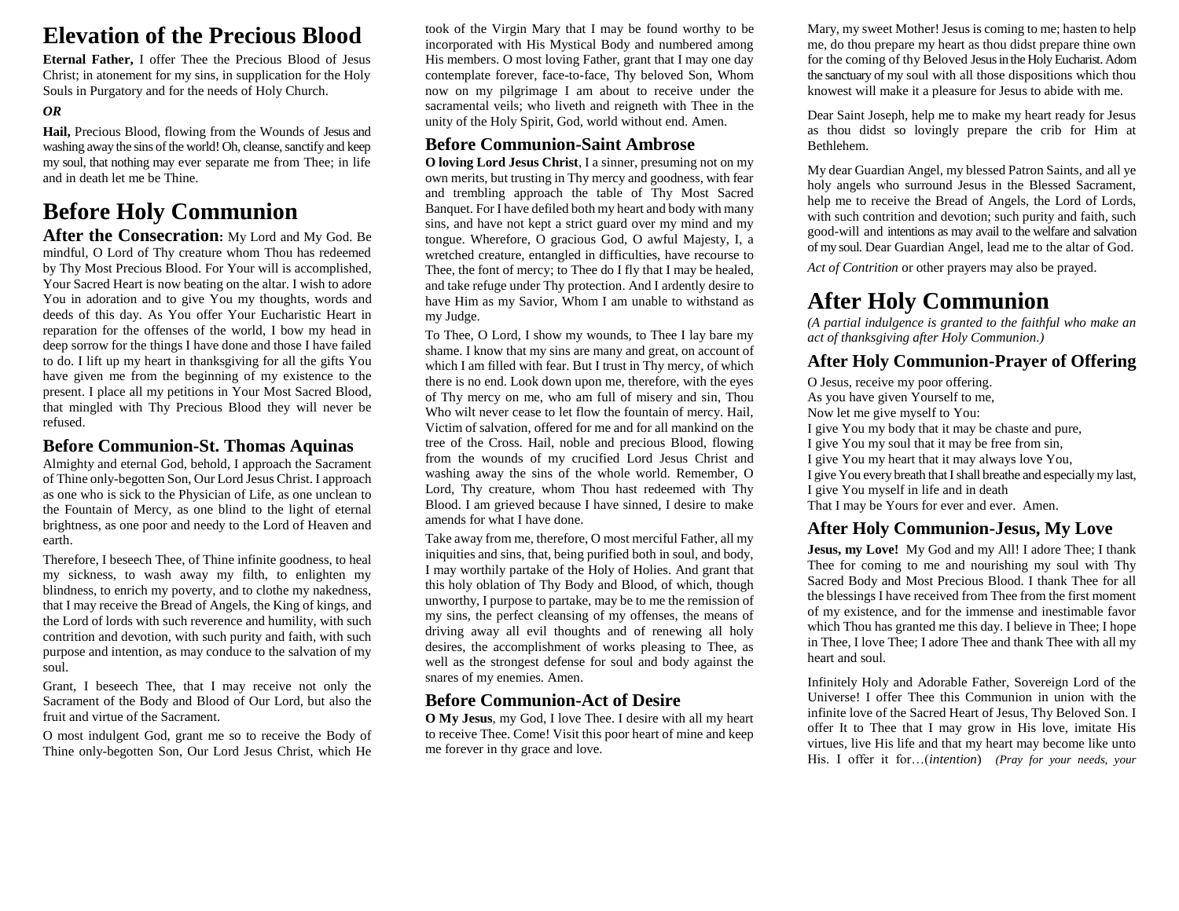# Elevation of the Precious Blood

**Eternal Father,** I offer Thee the Precious Blood of Jesus Christ; in atonement for my sins, in supplication for the Holy Souls in Purgatory and for the needs of Holy Church.

***OR***

**Hail,** Precious Blood, flowing from the Wounds of Jesus and washing away the sins of the world! Oh, cleanse, sanctify and keep my soul, that nothing may ever separate me from Thee; in life and in death let me be Thine.

# Before Holy Communion

**After the Consecration:** My Lord and My God. Be mindful, O Lord of Thy creature whom Thou has redeemed by Thy Most Precious Blood. For Your will is accomplished, Your Sacred Heart is now beating on the altar. I wish to adore You in adoration and to give You my thoughts, words and deeds of this day. As You offer Your Eucharistic Heart in reparation for the offenses of the world, I bow my head in deep sorrow for the things I have done and those I have failed to do. I lift up my heart in thanksgiving for all the gifts You have given me from the beginning of my existence to the present. I place all my petitions in Your Most Sacred Blood, that mingled with Thy Precious Blood they will never be refused.

### Before Communion-St. Thomas Aquinas

Almighty and eternal God, behold, I approach the Sacrament of Thine only-begotten Son, Our Lord Jesus Christ. I approach as one who is sick to the Physician of Life, as one unclean to the Fountain of Mercy, as one blind to the light of eternal brightness, as one poor and needy to the Lord of Heaven and earth.

Therefore, I beseech Thee, of Thine infinite goodness, to heal my sickness, to wash away my filth, to enlighten my blindness, to enrich my poverty, and to clothe my nakedness, that I may receive the Bread of Angels, the King of kings, and the Lord of lords with such reverence and humility, with such contrition and devotion, with such purity and faith, with such purpose and intention, as may conduce to the salvation of my soul.

Grant, I beseech Thee, that I may receive not only the Sacrament of the Body and Blood of Our Lord, but also the fruit and virtue of the Sacrament.

O most indulgent God, grant me so to receive the Body of Thine only-begotten Son, Our Lord Jesus Christ, which He took of the Virgin Mary that I may be found worthy to be incorporated with His Mystical Body and numbered among His members. O most loving Father, grant that I may one day contemplate forever, face-to-face, Thy beloved Son, Whom now on my pilgrimage I am about to receive under the sacramental veils; who liveth and reigneth with Thee in the unity of the Holy Spirit, God, world without end. Amen.

### Before Communion-Saint Ambrose

**O loving Lord Jesus Christ**, I a sinner, presuming not on my own merits, but trusting in Thy mercy and goodness, with fear and trembling approach the table of Thy Most Sacred Banquet. For I have defiled both my heart and body with many sins, and have not kept a strict guard over my mind and my tongue. Wherefore, O gracious God, O awful Majesty, I, a wretched creature, entangled in difficulties, have recourse to Thee, the font of mercy; to Thee do I fly that I may be healed, and take refuge under Thy protection. And I ardently desire to have Him as my Savior, Whom I am unable to withstand as my Judge.

To Thee, O Lord, I show my wounds, to Thee I lay bare my shame. I know that my sins are many and great, on account of which I am filled with fear. But I trust in Thy mercy, of which there is no end. Look down upon me, therefore, with the eyes of Thy mercy on me, who am full of misery and sin, Thou Who wilt never cease to let flow the fountain of mercy. Hail, Victim of salvation, offered for me and for all mankind on the tree of the Cross. Hail, noble and precious Blood, flowing from the wounds of my crucified Lord Jesus Christ and washing away the sins of the whole world. Remember, O Lord, Thy creature, whom Thou hast redeemed with Thy Blood. I am grieved because I have sinned, I desire to make amends for what I have done.

Take away from me, therefore, O most merciful Father, all my iniquities and sins, that, being purified both in soul, and body, I may worthily partake of the Holy of Holies. And grant that this holy oblation of Thy Body and Blood, of which, though unworthy, I purpose to partake, may be to me the remission of my sins, the perfect cleansing of my offenses, the means of driving away all evil thoughts and of renewing all holy desires, the accomplishment of works pleasing to Thee, as well as the strongest defense for soul and body against the snares of my enemies. Amen.

### Before Communion-Act of Desire

**O My Jesus**, my God, I love Thee. I desire with all my heart to receive Thee. Come! Visit this poor heart of mine and keep me forever in thy grace and love.

Mary, my sweet Mother! Jesus is coming to me; hasten to help me, do thou prepare my heart as thou didst prepare thine own for the coming of thy Beloved Jesus in the Holy Eucharist. Adorn the sanctuary of my soul with all those dispositions which thou knowest will make it a pleasure for Jesus to abide with me.

Dear Saint Joseph, help me to make my heart ready for Jesus as thou didst so lovingly prepare the crib for Him at Bethlehem.

My dear Guardian Angel, my blessed Patron Saints, and all ye holy angels who surround Jesus in the Blessed Sacrament, help me to receive the Bread of Angels, the Lord of Lords, with such contrition and devotion; such purity and faith, such good-will and intentions as may avail to the welfare and salvation of my soul. Dear Guardian Angel, lead me to the altar of God.

*Act of Contrition* or other prayers may also be prayed.

# After Holy Communion

*(A partial indulgence is granted to the faithful who make an act of thanksgiving after Holy Communion.)*

### After Holy Communion-Prayer of Offering

O Jesus, receive my poor offering.
As you have given Yourself to me,
Now let me give myself to You:
I give You my body that it may be chaste and pure,
I give You my soul that it may be free from sin,
I give You my heart that it may always love You,
I give You every breath that I shall breathe and especially my last,
I give You myself in life and in death
That I may be Yours for ever and ever. Amen.

### After Holy Communion-Jesus, My Love

**Jesus, my Love!** My God and my All! I adore Thee; I thank Thee for coming to me and nourishing my soul with Thy Sacred Body and Most Precious Blood. I thank Thee for all the blessings I have received from Thee from the first moment of my existence, and for the immense and inestimable favor which Thou has granted me this day. I believe in Thee; I hope in Thee, I love Thee; I adore Thee and thank Thee with all my heart and soul.

Infinitely Holy and Adorable Father, Sovereign Lord of the Universe! I offer Thee this Communion in union with the infinite love of the Sacred Heart of Jesus, Thy Beloved Son. I offer It to Thee that I may grow in His love, imitate His virtues, live His life and that my heart may become like unto His. I offer it for…(*intention*) *(Pray for your needs, your*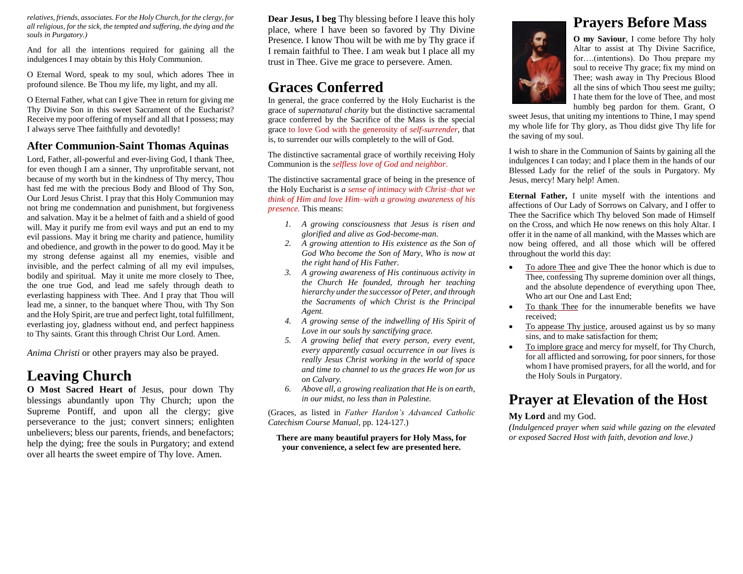*relatives, friends, associates. For the Holy Church, for the clergy, for all religious, for the sick, the tempted and suffering, the dying and the souls in Purgatory.)*

And for all the intentions required for gaining all the indulgences I may obtain by this Holy Communion.

O Eternal Word, speak to my soul, which adores Thee in profound silence. Be Thou my life, my light, and my all.

O Eternal Father, what can I give Thee in return for giving me Thy Divine Son in this sweet Sacrament of the Eucharist? Receive my poor offering of myself and all that I possess; may I always serve Thee faithfully and devotedly!

### After Communion-Saint Thomas Aquinas

Lord, Father, all-powerful and ever-living God, I thank Thee, for even though I am a sinner, Thy unprofitable servant, not because of my worth but in the kindness of Thy mercy, Thou hast fed me with the precious Body and Blood of Thy Son, Our Lord Jesus Christ. I pray that this Holy Communion may not bring me condemnation and punishment, but forgiveness and salvation. May it be a helmet of faith and a shield of good will. May it purify me from evil ways and put an end to my evil passions. May it bring me charity and patience, humility and obedience, and growth in the power to do good. May it be my strong defense against all my enemies, visible and invisible, and the perfect calming of all my evil impulses, bodily and spiritual. May it unite me more closely to Thee, the one true God, and lead me safely through death to everlasting happiness with Thee. And I pray that Thou will lead me, a sinner, to the banquet where Thou, with Thy Son and the Holy Spirit, are true and perfect light, total fulfillment, everlasting joy, gladness without end, and perfect happiness to Thy saints. Grant this through Christ Our Lord. Amen.

*Anima Christi* or other prayers may also be prayed.

## Leaving Church

**O Most Sacred Heart o**f Jesus, pour down Thy blessings abundantly upon Thy Church; upon the Supreme Pontiff, and upon all the clergy; give perseverance to the just; convert sinners; enlighten unbelievers; bless our parents, friends, and benefactors; help the dying; free the souls in Purgatory; and extend over all hearts the sweet empire of Thy love. Amen.

**Dear Jesus, I beg** Thy blessing before I leave this holy place, where I have been so favored by Thy Divine Presence. I know Thou wilt be with me by Thy grace if I remain faithful to Thee. I am weak but I place all my trust in Thee. Give me grace to persevere. Amen.

## Graces Conferred

In general, the grace conferred by the Holy Eucharist is the grace of *supernatural charity* but the distinctive sacramental grace conferred by the Sacrifice of the Mass is the special grace to love God with the generosity of *self-surrender*, that is, to surrender our wills completely to the will of God.

The distinctive sacramental grace of worthily receiving Holy Communion is the *selfless love of God and neighbor*.

The distinctive sacramental grace of being in the presence of the Holy Eucharist is *a sense of intimacy with Christ–that we think of Him and love Him–with a growing awareness of his presence.* This means:

1. *A growing consciousness that Jesus is risen and glorified and alive as God-become-man.*
2. *A growing attention to His existence as the Son of God Who become the Son of Mary, Who is now at the right hand of His Father.*
3. *A growing awareness of His continuous activity in the Church He founded, through her teaching hierarchy under the successor of Peter, and through the Sacraments of which Christ is the Principal Agent.*
4. *A growing sense of the indwelling of His Spirit of Love in our souls by sanctifying grace.*
5. *A growing belief that every person, every event, every apparently casual occurrence in our lives is really Jesus Christ working in the world of space and time to channel to us the graces He won for us on Calvary.*
6. *Above all, a growing realization that He is on earth, in our midst, no less than in Palestine.*

(Graces, as listed in *Father Hardon's Advanced Catholic Catechism Course Manual*, pp. 124-127.)

**There are many beautiful prayers for Holy Mass, for your convenience, a select few are presented here.**

## Prayers Before Mass

**O my Saviour**, I come before Thy holy Altar to assist at Thy Divine Sacrifice, for….(intentions). Do Thou prepare my soul to receive Thy grace; fix my mind on Thee; wash away in Thy Precious Blood all the sins of which Thou seest me guilty; I hate them for the love of Thee, and most humbly beg pardon for them. Grant, O sweet Jesus, that uniting my intentions to Thine, I may spend my whole life for Thy glory, as Thou didst give Thy life for the saving of my soul.

I wish to share in the Communion of Saints by gaining all the indulgences I can today; and I place them in the hands of our Blessed Lady for the relief of the souls in Purgatory. My Jesus, mercy! Mary help! Amen.

**Eternal Father,** I unite myself with the intentions and affections of Our Lady of Sorrows on Calvary, and I offer to Thee the Sacrifice which Thy beloved Son made of Himself on the Cross, and which He now renews on this holy Altar. I offer it in the name of all mankind, with the Masses which are now being offered, and all those which will be offered throughout the world this day:

- To adore Thee and give Thee the honor which is due to Thee, confessing Thy supreme dominion over all things, and the absolute dependence of everything upon Thee, Who art our One and Last End;
- To thank Thee for the innumerable benefits we have received;
- To appease Thy justice, aroused against us by so many sins, and to make satisfaction for them;
- To implore grace and mercy for myself, for Thy Church, for all afflicted and sorrowing, for poor sinners, for those whom I have promised prayers, for all the world, and for the Holy Souls in Purgatory.

## Prayer at Elevation of the Host

**My Lord** and my God.

*(Indulgenced prayer when said while gazing on the elevated or exposed Sacred Host with faith, devotion and love.)*